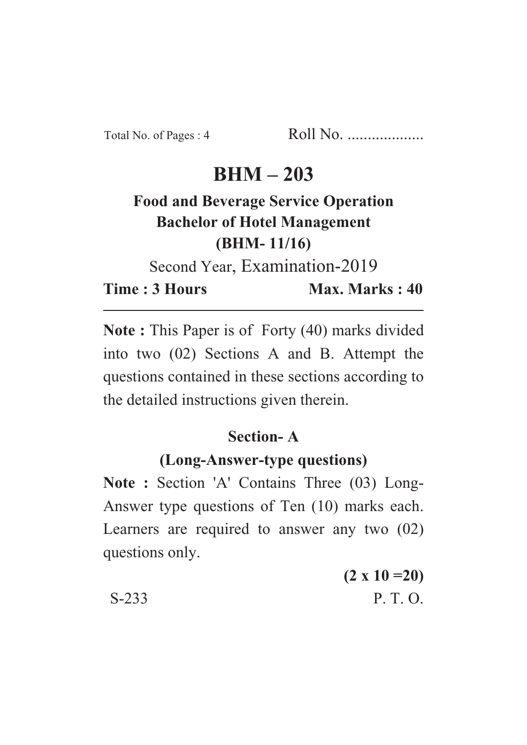Total No. of Pages : 4 Roll No. ...................

# BHM – 203

## Food and Beverage Service Operation

## Bachelor of Hotel Management

## (BHM- 11/16)

Second Year, Examination-2019

**Time : 3 Hours** **Max. Marks : 40**

---

**Note :** This Paper is of Forty (40) marks divided into two (02) Sections A and B. Attempt the questions contained in these sections according to the detailed instructions given therein.

### Section- A

### (Long-Answer-type questions)

**Note :** Section 'A' Contains Three (03) Long-Answer type questions of Ten (10) marks each. Learners are required to answer any two (02) questions only.

**(2 x 10 =20)**

S-233 P. T. O.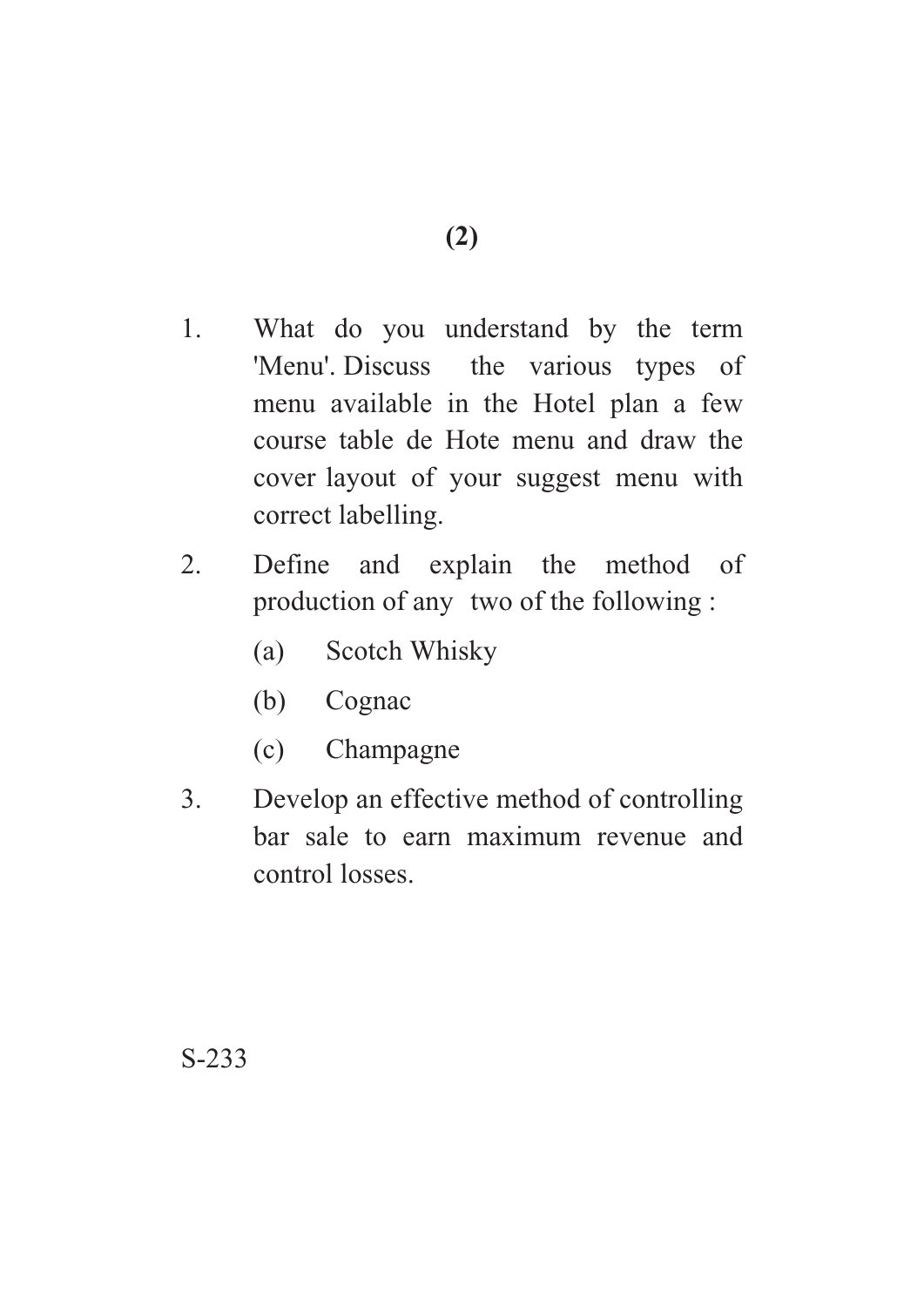1. What do you understand by the term 'Menu'. Discuss the various types of menu available in the Hotel plan a few course table de Hote menu and draw the cover layout of your suggest menu with correct labelling.

2. Define and explain the method of production of any two of the following :

   (a) Scotch Whisky

   (b) Cognac

   (c) Champagne

3. Develop an effective method of controlling bar sale to earn maximum revenue and control losses.

S-233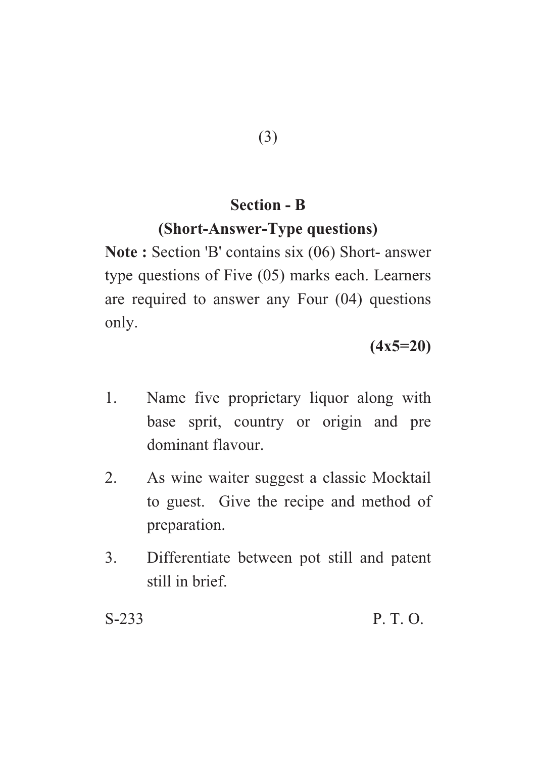## Section - B

### (Short-Answer-Type questions)

**Note :** Section 'B' contains six (06) Short- answer type questions of Five (05) marks each. Learners are required to answer any Four (04) questions only.

**(4x5=20)**

1. Name five proprietary liquor along with base sprit, country or origin and pre dominant flavour.
2. As wine waiter suggest a classic Mocktail to guest. Give the recipe and method of preparation.
3. Differentiate between pot still and patent still in brief.

S-233 P. T. O.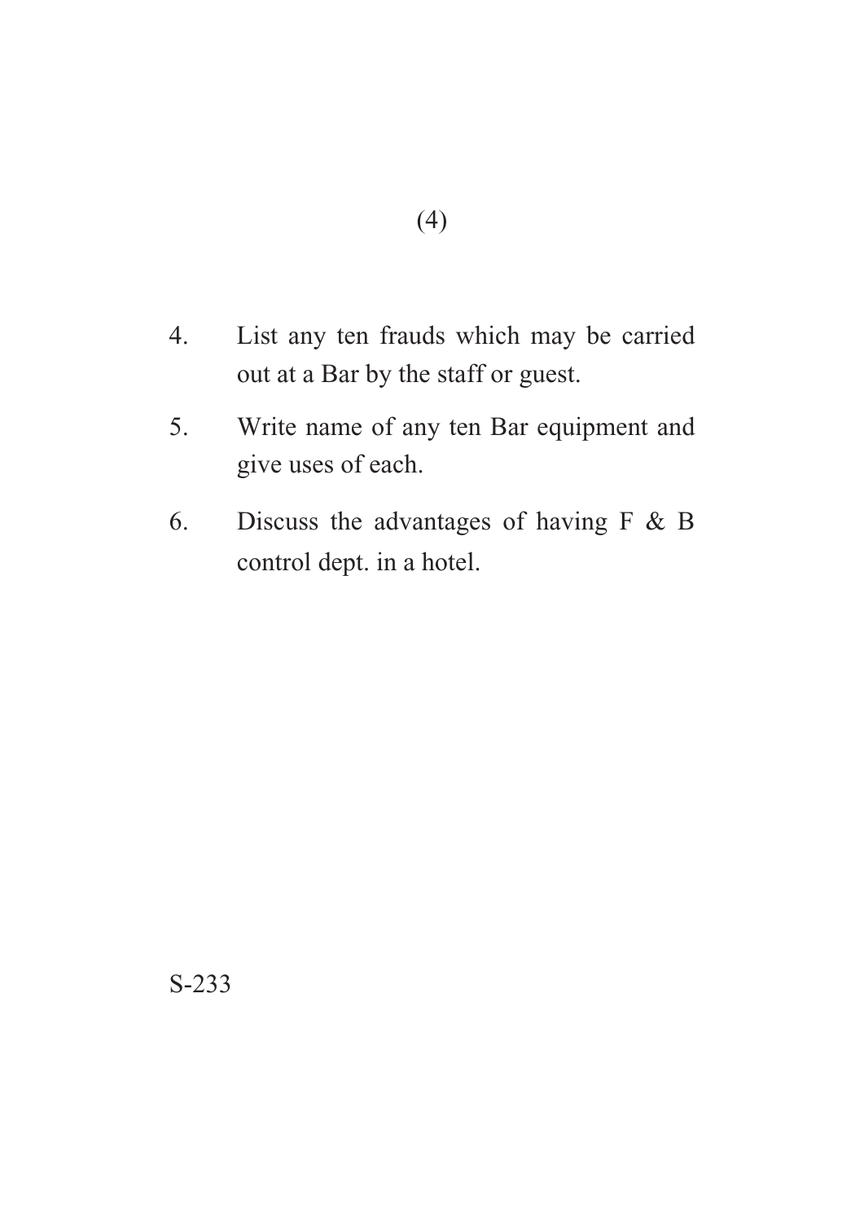4. List any ten frauds which may be carried out at a Bar by the staff or guest.

5. Write name of any ten Bar equipment and give uses of each.

6. Discuss the advantages of having F & B control dept. in a hotel.

S-233